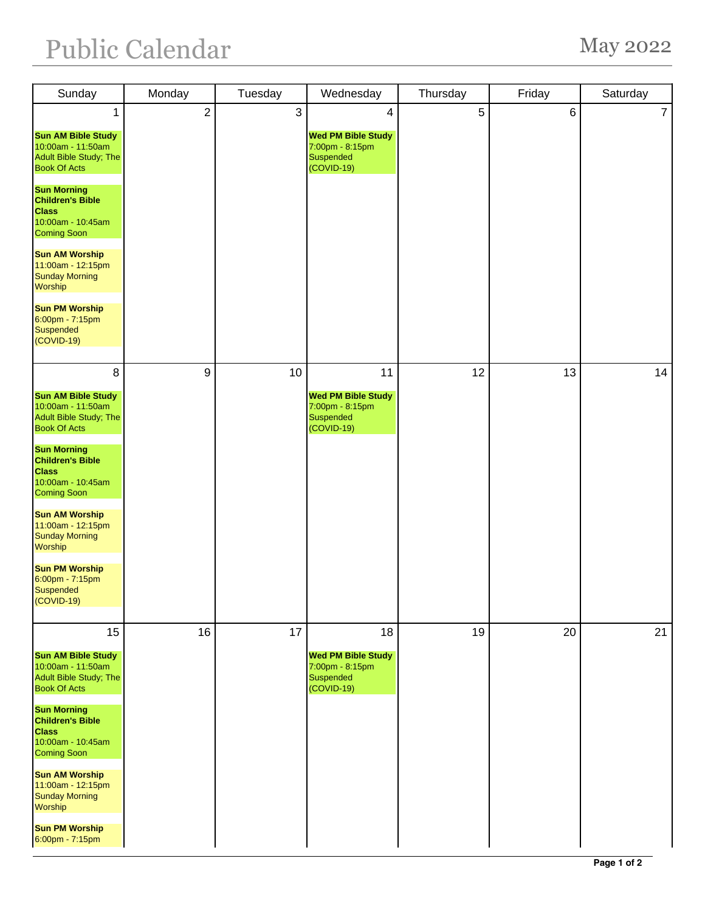# Public Calendar

## May 2022

| Sunday | Monday | Tuesday | Wednesday | Thursday | Friday | Saturday |
|---|---|---|---|---|---|---|
| 1<br><br>**Sun AM Bible Study**<br>10:00am - 11:50am<br>Adult Bible Study; The Book Of Acts<br><br>**Sun Morning Children's Bible Class**<br>10:00am - 10:45am<br>Coming Soon<br><br>**Sun AM Worship**<br>11:00am - 12:15pm<br>Sunday Morning Worship<br><br>**Sun PM Worship**<br>6:00pm - 7:15pm<br>Suspended (COVID-19) | 2 | 3 | 4<br><br>**Wed PM Bible Study**<br>7:00pm - 8:15pm<br>Suspended (COVID-19) | 5 | 6 | 7 |
| 8<br><br>**Sun AM Bible Study**<br>10:00am - 11:50am<br>Adult Bible Study; The Book Of Acts<br><br>**Sun Morning Children's Bible Class**<br>10:00am - 10:45am<br>Coming Soon<br><br>**Sun AM Worship**<br>11:00am - 12:15pm<br>Sunday Morning Worship<br><br>**Sun PM Worship**<br>6:00pm - 7:15pm<br>Suspended (COVID-19) | 9 | 10 | 11<br><br>**Wed PM Bible Study**<br>7:00pm - 8:15pm<br>Suspended (COVID-19) | 12 | 13 | 14 |
| 15<br><br>**Sun AM Bible Study**<br>10:00am - 11:50am<br>Adult Bible Study; The Book Of Acts<br><br>**Sun Morning Children's Bible Class**<br>10:00am - 10:45am<br>Coming Soon<br><br>**Sun AM Worship**<br>11:00am - 12:15pm<br>Sunday Morning Worship<br><br>**Sun PM Worship**<br>6:00pm - 7:15pm | 16 | 17 | 18<br><br>**Wed PM Bible Study**<br>7:00pm - 8:15pm<br>Suspended (COVID-19) | 19 | 20 | 21 |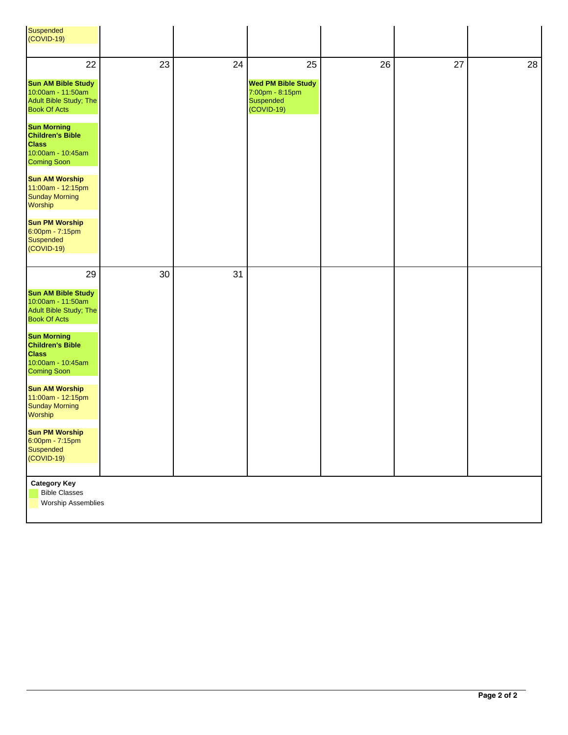| | | | | | | |
|---|---|---|---|---|---|---|
| Suspended (COVID-19) | | | | | | |
| 22<br><br>**Sun AM Bible Study**<br>10:00am - 11:50am<br>Adult Bible Study; The Book Of Acts<br><br>**Sun Morning Children's Bible Class**<br>10:00am - 10:45am<br>Coming Soon<br><br>**Sun AM Worship**<br>11:00am - 12:15pm<br>Sunday Morning Worship<br><br>**Sun PM Worship**<br>6:00pm - 7:15pm<br>Suspended (COVID-19) | 23 | 24 | 25<br><br>**Wed PM Bible Study**<br>7:00pm - 8:15pm<br>Suspended (COVID-19) | 26 | 27 | 28 |
| 29<br><br>**Sun AM Bible Study**<br>10:00am - 11:50am<br>Adult Bible Study; The Book Of Acts<br><br>**Sun Morning Children's Bible Class**<br>10:00am - 10:45am<br>Coming Soon<br><br>**Sun AM Worship**<br>11:00am - 12:15pm<br>Sunday Morning Worship<br><br>**Sun PM Worship**<br>6:00pm - 7:15pm<br>Suspended (COVID-19) | 30 | 31 | | | | |

**Category Key**

- Bible Classes
- Worship Assemblies